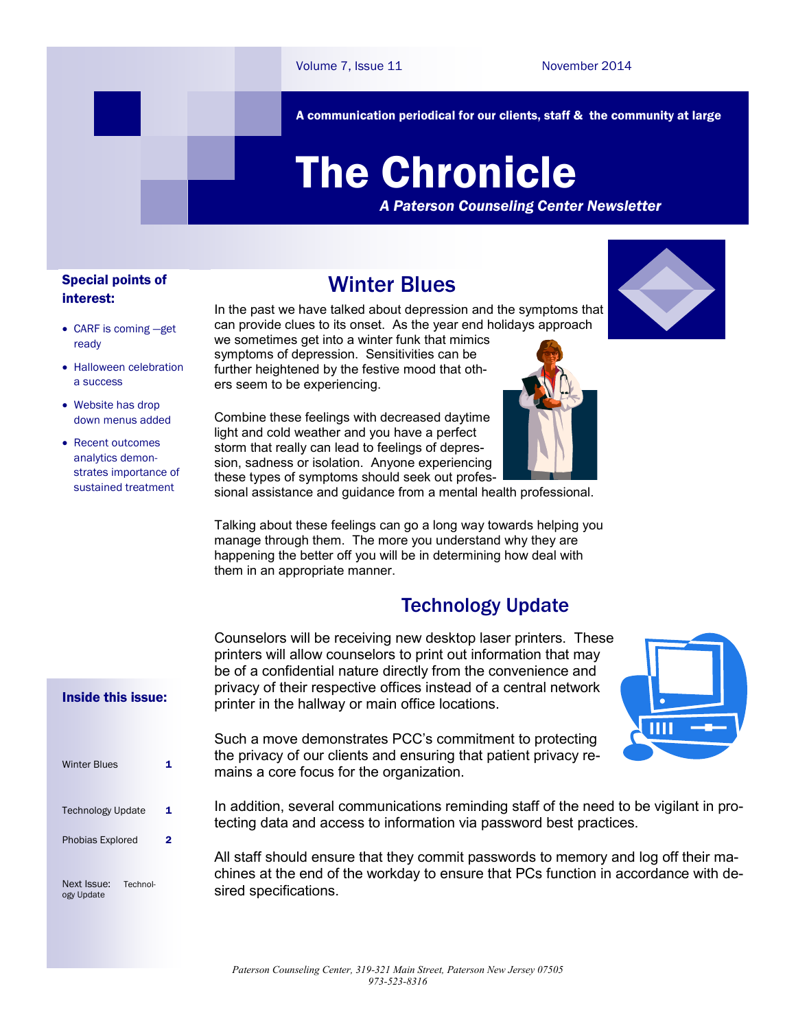Volume 7, Issue 11 November 2014

A communication periodical for our clients, staff & the community at large

# The Chronicle

***A Paterson Counseling Center Newsletter***

**Special points of interest:**

- CARF is coming —get ready
- Halloween celebration a success
- Website has drop down menus added
- Recent outcomes analytics demonstrates importance of sustained treatment

**Inside this issue:**

| | |
|---|---|
| Winter Blues | 1 |
| Technology Update | 1 |
| Phobias Explored | 2 |

Next Issue: Technology Update

## Winter Blues

In the past we have talked about depression and the symptoms that can provide clues to its onset. As the year end holidays approach we sometimes get into a winter funk that mimics symptoms of depression. Sensitivities can be further heightened by the festive mood that others seem to be experiencing.

Combine these feelings with decreased daytime light and cold weather and you have a perfect storm that really can lead to feelings of depression, sadness or isolation. Anyone experiencing these types of symptoms should seek out professional assistance and guidance from a mental health professional.

Talking about these feelings can go a long way towards helping you manage through them. The more you understand why they are happening the better off you will be in determining how deal with them in an appropriate manner.

## Technology Update

Counselors will be receiving new desktop laser printers. These printers will allow counselors to print out information that may be of a confidential nature directly from the convenience and privacy of their respective offices instead of a central network printer in the hallway or main office locations.

Such a move demonstrates PCC's commitment to protecting the privacy of our clients and ensuring that patient privacy remains a core focus for the organization.

In addition, several communications reminding staff of the need to be vigilant in protecting data and access to information via password best practices.

All staff should ensure that they commit passwords to memory and log off their machines at the end of the workday to ensure that PCs function in accordance with desired specifications.

*Paterson Counseling Center, 319-321 Main Street, Paterson New Jersey 07505*
*973-523-8316*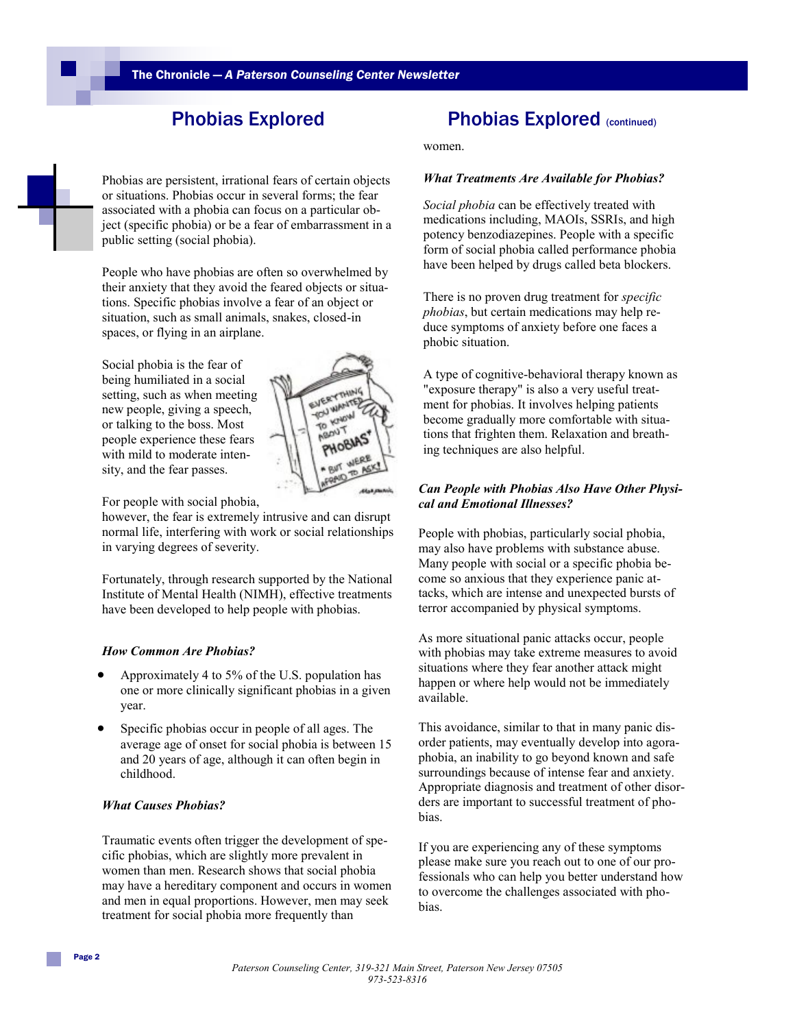# Phobias Explored

Phobias are persistent, irrational fears of certain objects or situations. Phobias occur in several forms; the fear associated with a phobia can focus on a particular object (specific phobia) or be a fear of embarrassment in a public setting (social phobia).

People who have phobias are often so overwhelmed by their anxiety that they avoid the feared objects or situations. Specific phobias involve a fear of an object or situation, such as small animals, snakes, closed-in spaces, or flying in an airplane.

Social phobia is the fear of being humiliated in a social setting, such as when meeting new people, giving a speech, or talking to the boss. Most people experience these fears with mild to moderate intensity, and the fear passes.

For people with social phobia, however, the fear is extremely intrusive and can disrupt normal life, interfering with work or social relationships in varying degrees of severity.

Fortunately, through research supported by the National Institute of Mental Health (NIMH), effective treatments have been developed to help people with phobias.

***How Common Are Phobias?***

- Approximately 4 to 5% of the U.S. population has one or more clinically significant phobias in a given year.
- Specific phobias occur in people of all ages. The average age of onset for social phobia is between 15 and 20 years of age, although it can often begin in childhood.

***What Causes Phobias?***

Traumatic events often trigger the development of specific phobias, which are slightly more prevalent in women than men. Research shows that social phobia may have a hereditary component and occurs in women and men in equal proportions. However, men may seek treatment for social phobia more frequently than women.

***What Treatments Are Available for Phobias?***

*Social phobia* can be effectively treated with medications including, MAOIs, SSRIs, and high potency benzodiazepines. People with a specific form of social phobia called performance phobia have been helped by drugs called beta blockers.

There is no proven drug treatment for *specific phobias*, but certain medications may help reduce symptoms of anxiety before one faces a phobic situation.

A type of cognitive-behavioral therapy known as "exposure therapy" is also a very useful treatment for phobias. It involves helping patients become gradually more comfortable with situations that frighten them. Relaxation and breathing techniques are also helpful.

***Can People with Phobias Also Have Other Physical and Emotional Illnesses?***

People with phobias, particularly social phobia, may also have problems with substance abuse. Many people with social or a specific phobia become so anxious that they experience panic attacks, which are intense and unexpected bursts of terror accompanied by physical symptoms.

As more situational panic attacks occur, people with phobias may take extreme measures to avoid situations where they fear another attack might happen or where help would not be immediately available.

This avoidance, similar to that in many panic disorder patients, may eventually develop into agoraphobia, an inability to go beyond known and safe surroundings because of intense fear and anxiety. Appropriate diagnosis and treatment of other disorders are important to successful treatment of phobias.

If you are experiencing any of these symptoms please make sure you reach out to one of our professionals who can help you better understand how to overcome the challenges associated with phobias.

*Paterson Counseling Center, 319-321 Main Street, Paterson New Jersey 07505*
*973-523-8316*